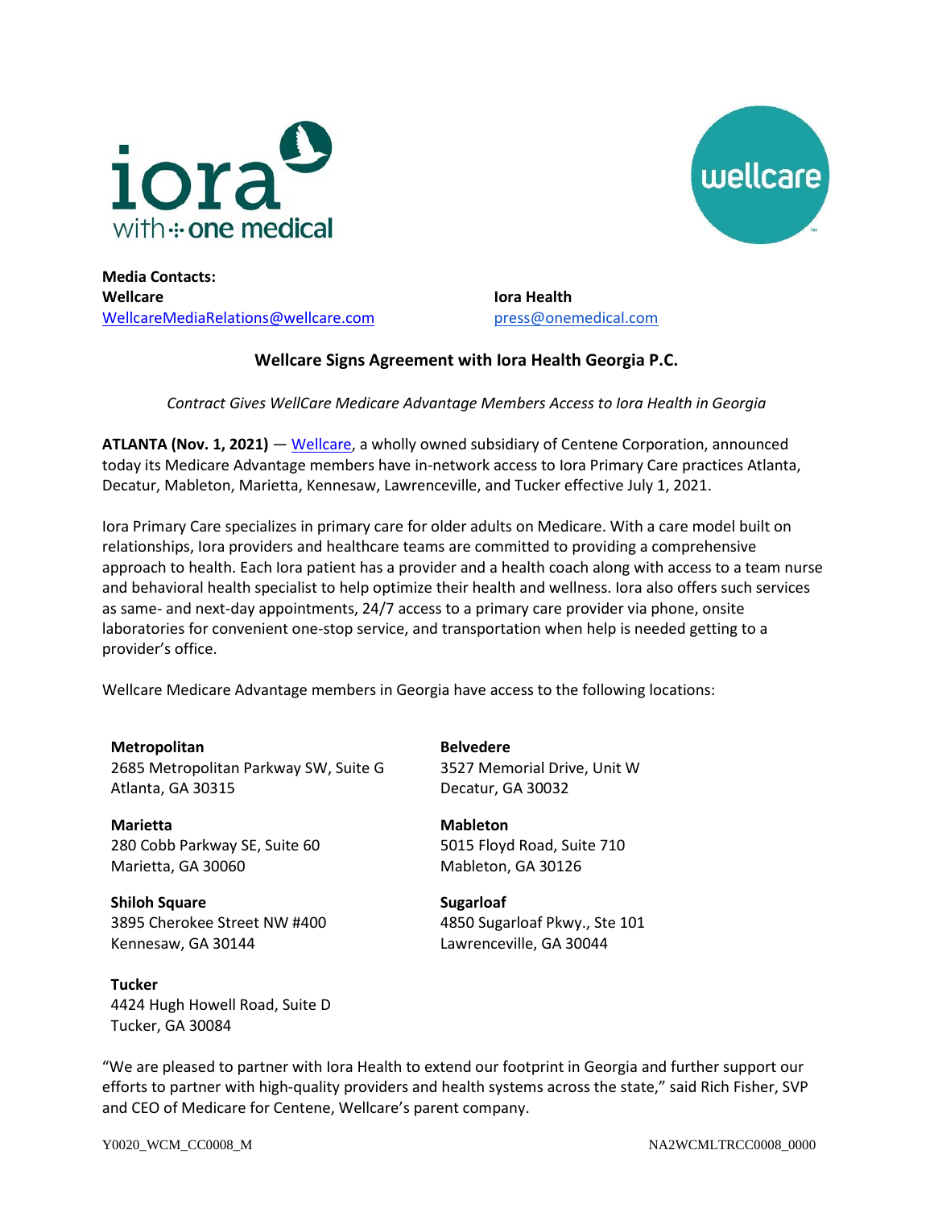**Media Contacts:**

**Wellcare**
[WellcareMediaRelations@wellcare.com](mailto:WellcareMediaRelations@wellcare.com)

**Iora Health**
[press@onemedical.com](mailto:press@onemedical.com)

## Wellcare Signs Agreement with Iora Health Georgia P.C.

*Contract Gives WellCare Medicare Advantage Members Access to Iora Health in Georgia*

**ATLANTA (Nov. 1, 2021)** — [Wellcare](#), a wholly owned subsidiary of Centene Corporation, announced today its Medicare Advantage members have in-network access to Iora Primary Care practices Atlanta, Decatur, Mableton, Marietta, Kennesaw, Lawrenceville, and Tucker effective July 1, 2021.

Iora Primary Care specializes in primary care for older adults on Medicare. With a care model built on relationships, Iora providers and healthcare teams are committed to providing a comprehensive approach to health. Each Iora patient has a provider and a health coach along with access to a team nurse and behavioral health specialist to help optimize their health and wellness. Iora also offers such services as same- and next-day appointments, 24/7 access to a primary care provider via phone, onsite laboratories for convenient one-stop service, and transportation when help is needed getting to a provider's office.

Wellcare Medicare Advantage members in Georgia have access to the following locations:

**Metropolitan**
2685 Metropolitan Parkway SW, Suite G
Atlanta, GA 30315

**Belvedere**
3527 Memorial Drive, Unit W
Decatur, GA 30032

**Marietta**
280 Cobb Parkway SE, Suite 60
Marietta, GA 30060

**Mableton**
5015 Floyd Road, Suite 710
Mableton, GA 30126

**Shiloh Square**
3895 Cherokee Street NW #400
Kennesaw, GA 30144

**Sugarloaf**
4850 Sugarloaf Pkwy., Ste 101
Lawrenceville, GA 30044

**Tucker**
4424 Hugh Howell Road, Suite D
Tucker, GA 30084

"We are pleased to partner with Iora Health to extend our footprint in Georgia and further support our efforts to partner with high-quality providers and health systems across the state," said Rich Fisher, SVP and CEO of Medicare for Centene, Wellcare's parent company.

Y0020_WCM_CC0008_M NA2WCMLTRCC0008_0000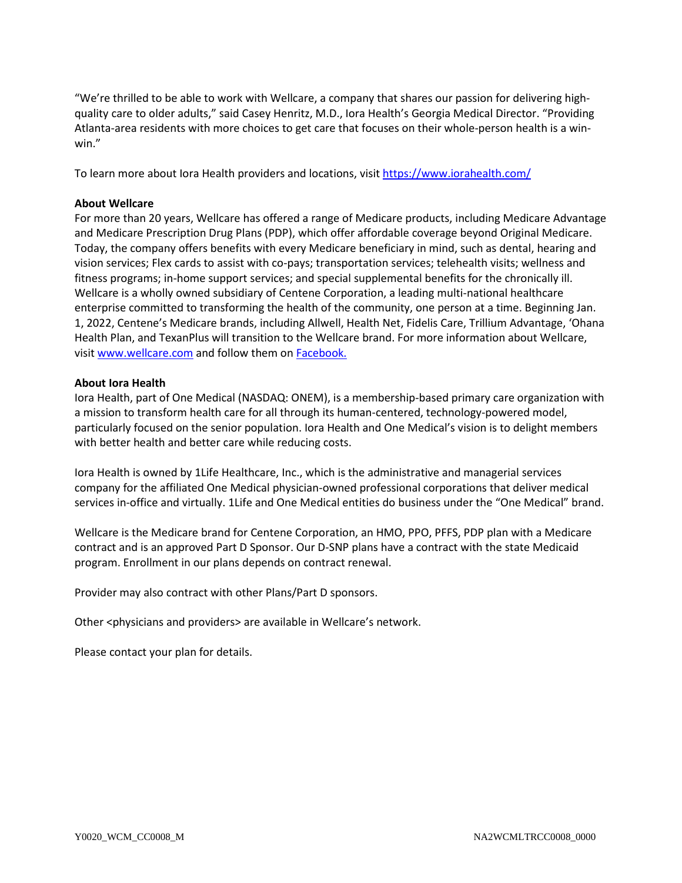"We're thrilled to be able to work with Wellcare, a company that shares our passion for delivering high-quality care to older adults," said Casey Henritz, M.D., Iora Health's Georgia Medical Director. "Providing Atlanta-area residents with more choices to get care that focuses on their whole-person health is a win-win."

To learn more about Iora Health providers and locations, visit [https://www.iorahealth.com/](https://www.iorahealth.com/)

**About Wellcare**

For more than 20 years, Wellcare has offered a range of Medicare products, including Medicare Advantage and Medicare Prescription Drug Plans (PDP), which offer affordable coverage beyond Original Medicare. Today, the company offers benefits with every Medicare beneficiary in mind, such as dental, hearing and vision services; Flex cards to assist with co-pays; transportation services; telehealth visits; wellness and fitness programs; in-home support services; and special supplemental benefits for the chronically ill. Wellcare is a wholly owned subsidiary of Centene Corporation, a leading multi-national healthcare enterprise committed to transforming the health of the community, one person at a time. Beginning Jan. 1, 2022, Centene's Medicare brands, including Allwell, Health Net, Fidelis Care, Trillium Advantage, 'Ohana Health Plan, and TexanPlus will transition to the Wellcare brand. For more information about Wellcare, visit [www.wellcare.com](www.wellcare.com) and follow them on [Facebook.](Facebook.)

**About Iora Health**

Iora Health, part of One Medical (NASDAQ: ONEM), is a membership-based primary care organization with a mission to transform health care for all through its human-centered, technology-powered model, particularly focused on the senior population. Iora Health and One Medical's vision is to delight members with better health and better care while reducing costs.

Iora Health is owned by 1Life Healthcare, Inc., which is the administrative and managerial services company for the affiliated One Medical physician-owned professional corporations that deliver medical services in-office and virtually. 1Life and One Medical entities do business under the "One Medical" brand.

Wellcare is the Medicare brand for Centene Corporation, an HMO, PPO, PFFS, PDP plan with a Medicare contract and is an approved Part D Sponsor. Our D-SNP plans have a contract with the state Medicaid program. Enrollment in our plans depends on contract renewal.

Provider may also contract with other Plans/Part D sponsors.

Other <physicians and providers> are available in Wellcare's network.

Please contact your plan for details.

Y0020_WCM_CC0008_M NA2WCMLTRCC0008_0000